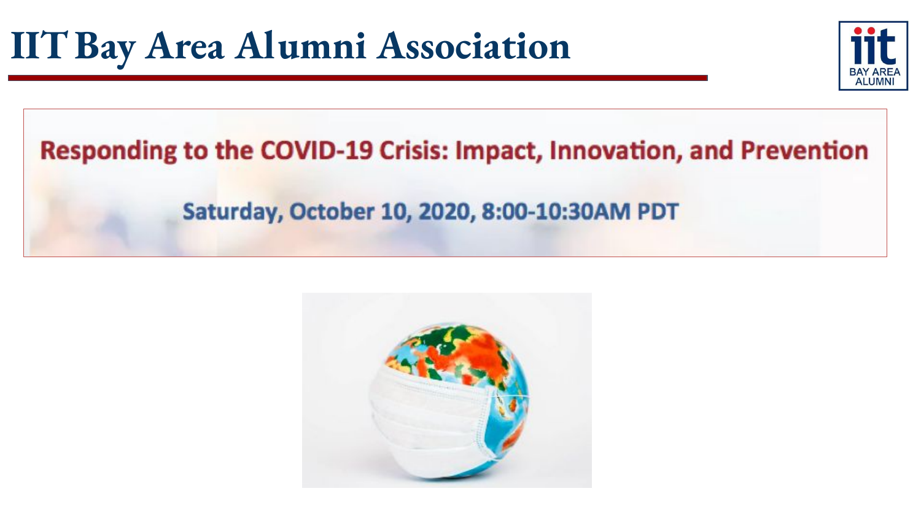# IIT Bay Area Alumni Association

## Responding to the COVID-19 Crisis: Impact, Innovation, and Prevention

**Saturday, October 10, 2020, 8:00-10:30AM PDT**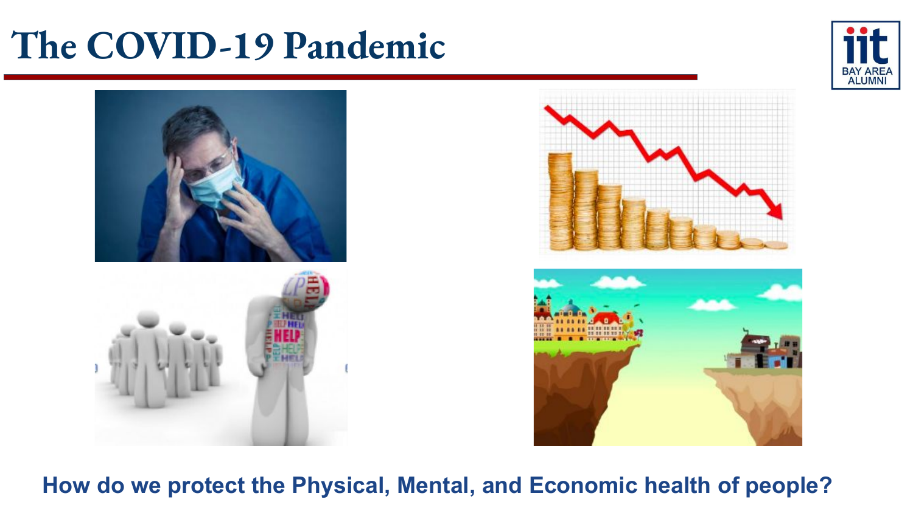# The COVID-19 Pandemic

**How do we protect the Physical, Mental, and Economic health of people?**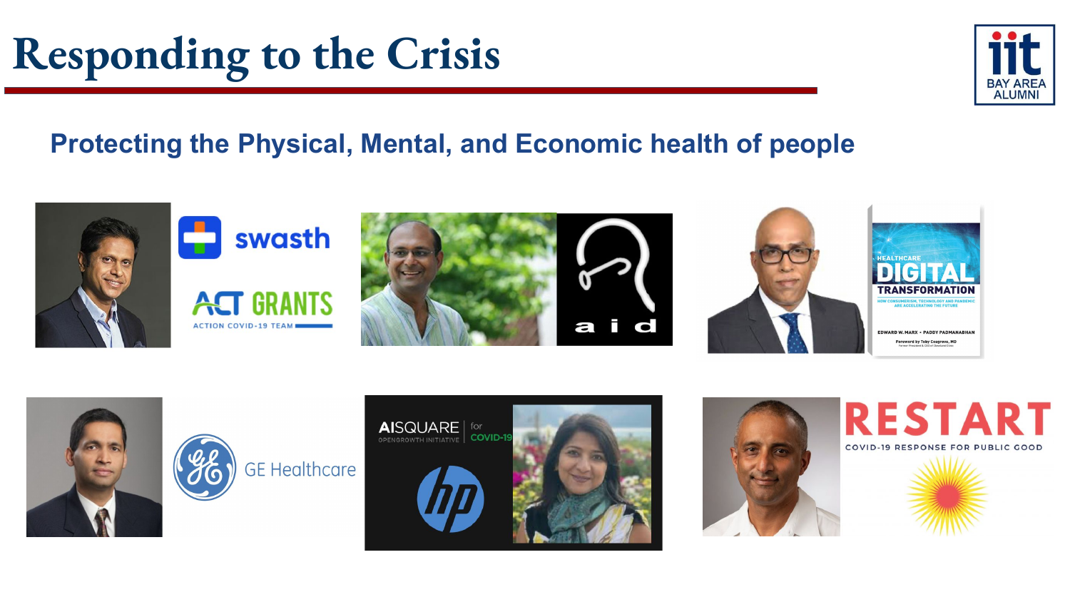# Responding to the Crisis

## Protecting the Physical, Mental, and Economic health of people

swasth

ACT GRANTS
ACTION COVID-19 TEAM

a i d

HEALTHCARE DIGITAL TRANSFORMATION

GE Healthcare

AISQUARE for COVID-19
OPENGROWTH INITIATIVE

RESTART
COVID-19 RESPONSE FOR PUBLIC GOOD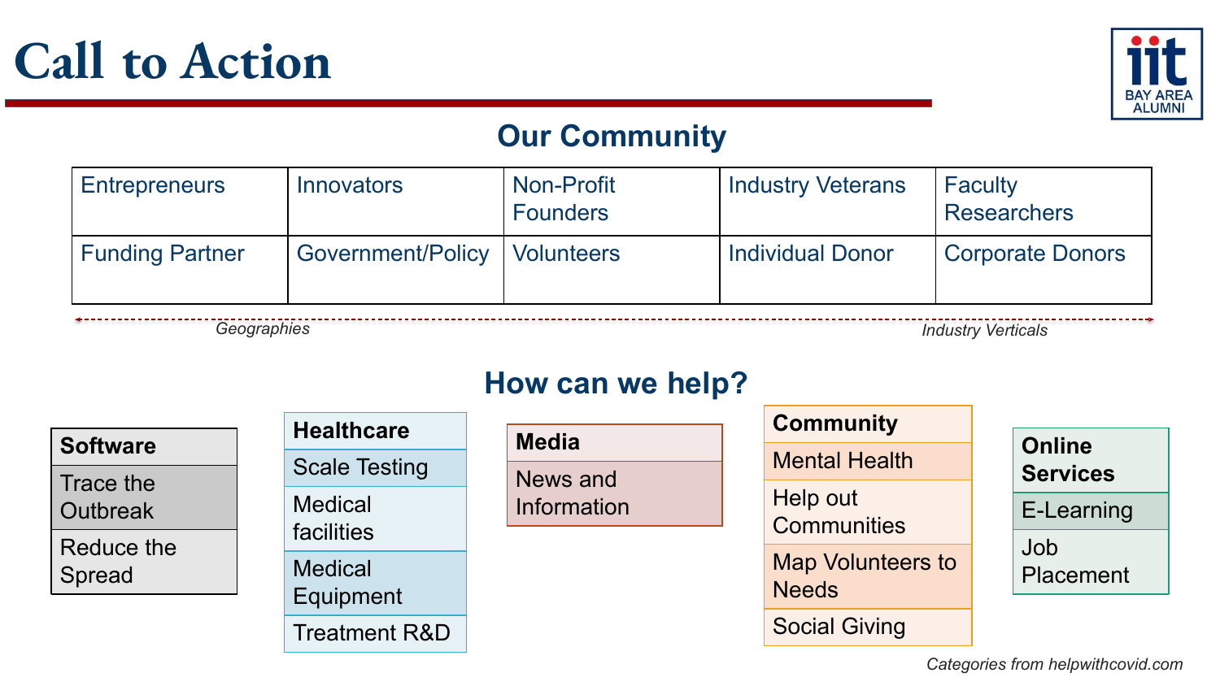# Call to Action

## Our Community

| Entrepreneurs | Innovators | Non-Profit Founders | Industry Veterans | Faculty Researchers |
|---|---|---|---|---|
| Funding Partner | Government/Policy | Volunteers | Individual Donor | Corporate Donors |

*Geographies* ← → *Industry Verticals*

## How can we help?

| Software |
|---|
| Trace the Outbreak |
| Reduce the Spread |

| Healthcare |
|---|
| Scale Testing |
| Medical facilities |
| Medical Equipment |
| Treatment R&D |

| Media |
|---|
| News and Information |

| Community |
|---|
| Mental Health |
| Help out Communities |
| Map Volunteers to Needs |
| Social Giving |

| Online Services |
|---|
| E-Learning |
| Job Placement |

*Categories from helpwithcovid.com*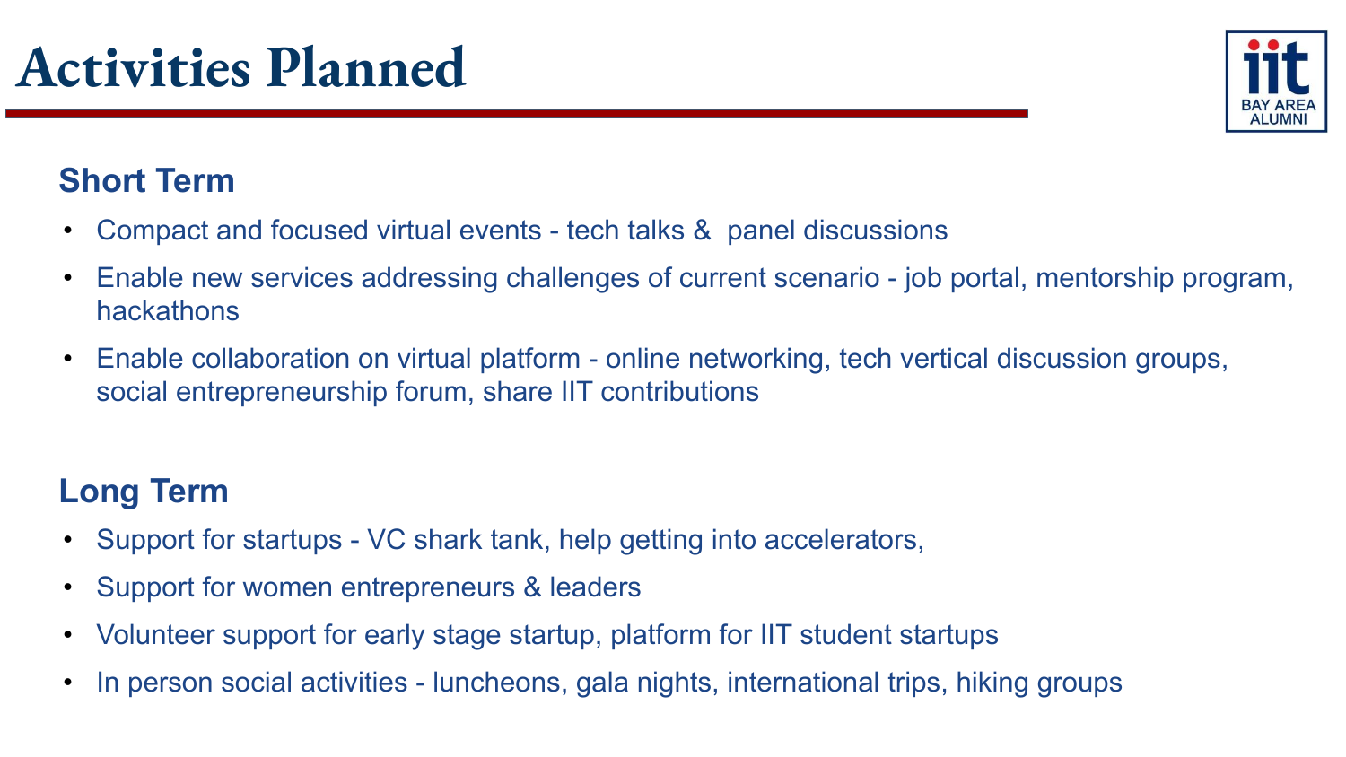# Activities Planned

## Short Term

- Compact and focused virtual events - tech talks & panel discussions
- Enable new services addressing challenges of current scenario - job portal, mentorship program, hackathons
- Enable collaboration on virtual platform - online networking, tech vertical discussion groups, social entrepreneurship forum, share IIT contributions

## Long Term

- Support for startups - VC shark tank, help getting into accelerators,
- Support for women entrepreneurs & leaders
- Volunteer support for early stage startup, platform for IIT student startups
- In person social activities - luncheons, gala nights, international trips, hiking groups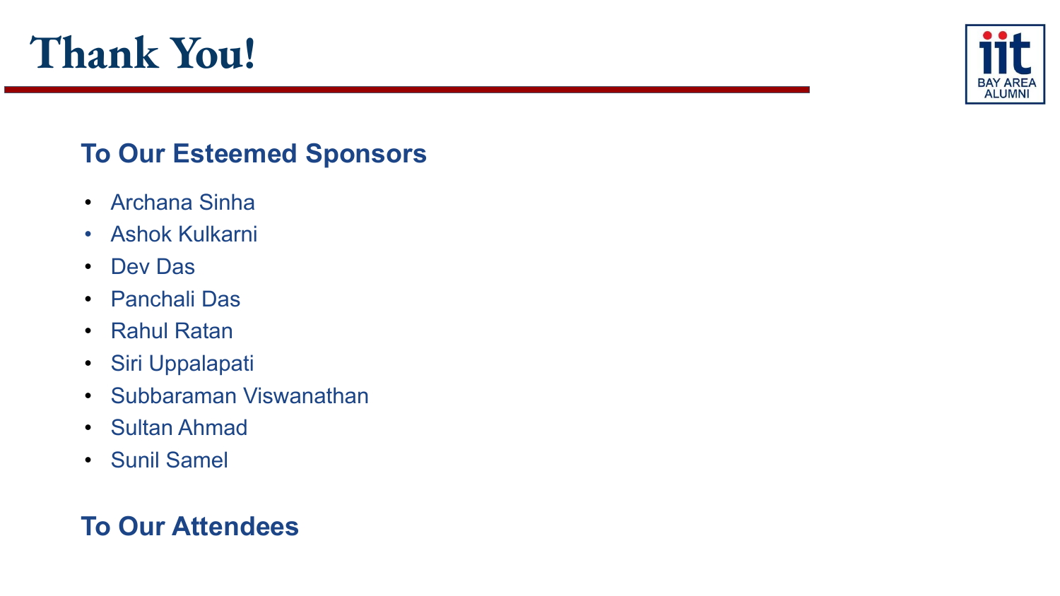# Thank You!

IIT BAY AREA ALUMNI

## To Our Esteemed Sponsors

- Archana Sinha
- Ashok Kulkarni
- Dev Das
- Panchali Das
- Rahul Ratan
- Siri Uppalapati
- Subbaraman Viswanathan
- Sultan Ahmad
- Sunil Samel

## To Our Attendees